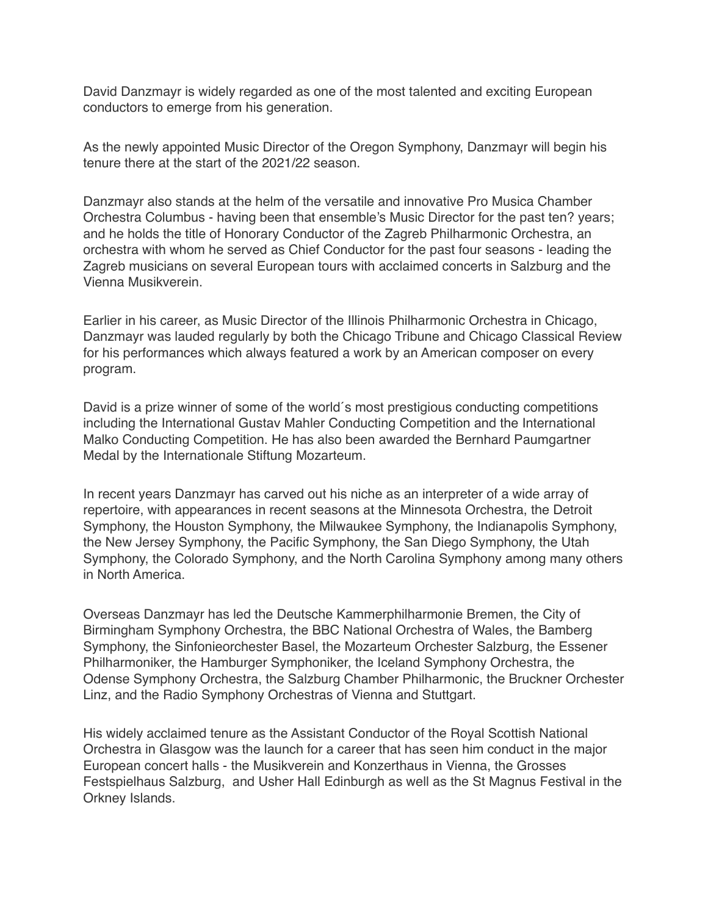David Danzmayr is widely regarded as one of the most talented and exciting European conductors to emerge from his generation.

As the newly appointed Music Director of the Oregon Symphony, Danzmayr will begin his tenure there at the start of the 2021/22 season.

Danzmayr also stands at the helm of the versatile and innovative Pro Musica Chamber Orchestra Columbus - having been that ensemble's Music Director for the past ten? years; and he holds the title of Honorary Conductor of the Zagreb Philharmonic Orchestra, an orchestra with whom he served as Chief Conductor for the past four seasons - leading the Zagreb musicians on several European tours with acclaimed concerts in Salzburg and the Vienna Musikverein.

Earlier in his career, as Music Director of the Illinois Philharmonic Orchestra in Chicago, Danzmayr was lauded regularly by both the Chicago Tribune and Chicago Classical Review for his performances which always featured a work by an American composer on every program.

David is a prize winner of some of the world´s most prestigious conducting competitions including the International Gustav Mahler Conducting Competition and the International Malko Conducting Competition. He has also been awarded the Bernhard Paumgartner Medal by the Internationale Stiftung Mozarteum.

In recent years Danzmayr has carved out his niche as an interpreter of a wide array of repertoire, with appearances in recent seasons at the Minnesota Orchestra, the Detroit Symphony, the Houston Symphony, the Milwaukee Symphony, the Indianapolis Symphony, the New Jersey Symphony, the Pacific Symphony, the San Diego Symphony, the Utah Symphony, the Colorado Symphony, and the North Carolina Symphony among many others in North America.

Overseas Danzmayr has led the Deutsche Kammerphilharmonie Bremen, the City of Birmingham Symphony Orchestra, the BBC National Orchestra of Wales, the Bamberg Symphony, the Sinfonieorchester Basel, the Mozarteum Orchester Salzburg, the Essener Philharmoniker, the Hamburger Symphoniker, the Iceland Symphony Orchestra, the Odense Symphony Orchestra, the Salzburg Chamber Philharmonic, the Bruckner Orchester Linz, and the Radio Symphony Orchestras of Vienna and Stuttgart.

His widely acclaimed tenure as the Assistant Conductor of the Royal Scottish National Orchestra in Glasgow was the launch for a career that has seen him conduct in the major European concert halls - the Musikverein and Konzerthaus in Vienna, the Grosses Festspielhaus Salzburg, and Usher Hall Edinburgh as well as the St Magnus Festival in the Orkney Islands.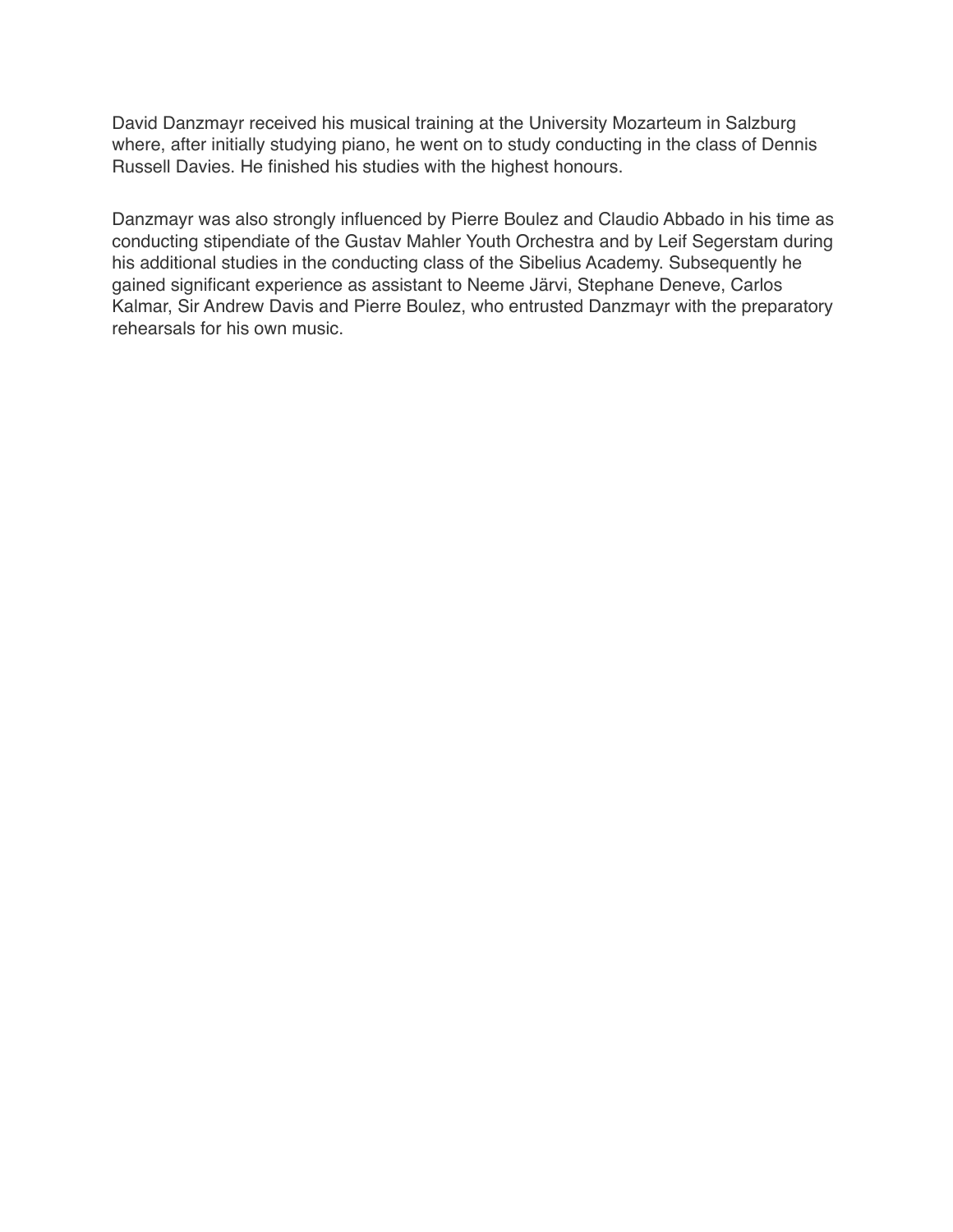David Danzmayr received his musical training at the University Mozarteum in Salzburg where, after initially studying piano, he went on to study conducting in the class of Dennis Russell Davies. He finished his studies with the highest honours.

Danzmayr was also strongly influenced by Pierre Boulez and Claudio Abbado in his time as conducting stipendiate of the Gustav Mahler Youth Orchestra and by Leif Segerstam during his additional studies in the conducting class of the Sibelius Academy. Subsequently he gained significant experience as assistant to Neeme Järvi, Stephane Deneve, Carlos Kalmar, Sir Andrew Davis and Pierre Boulez, who entrusted Danzmayr with the preparatory rehearsals for his own music.